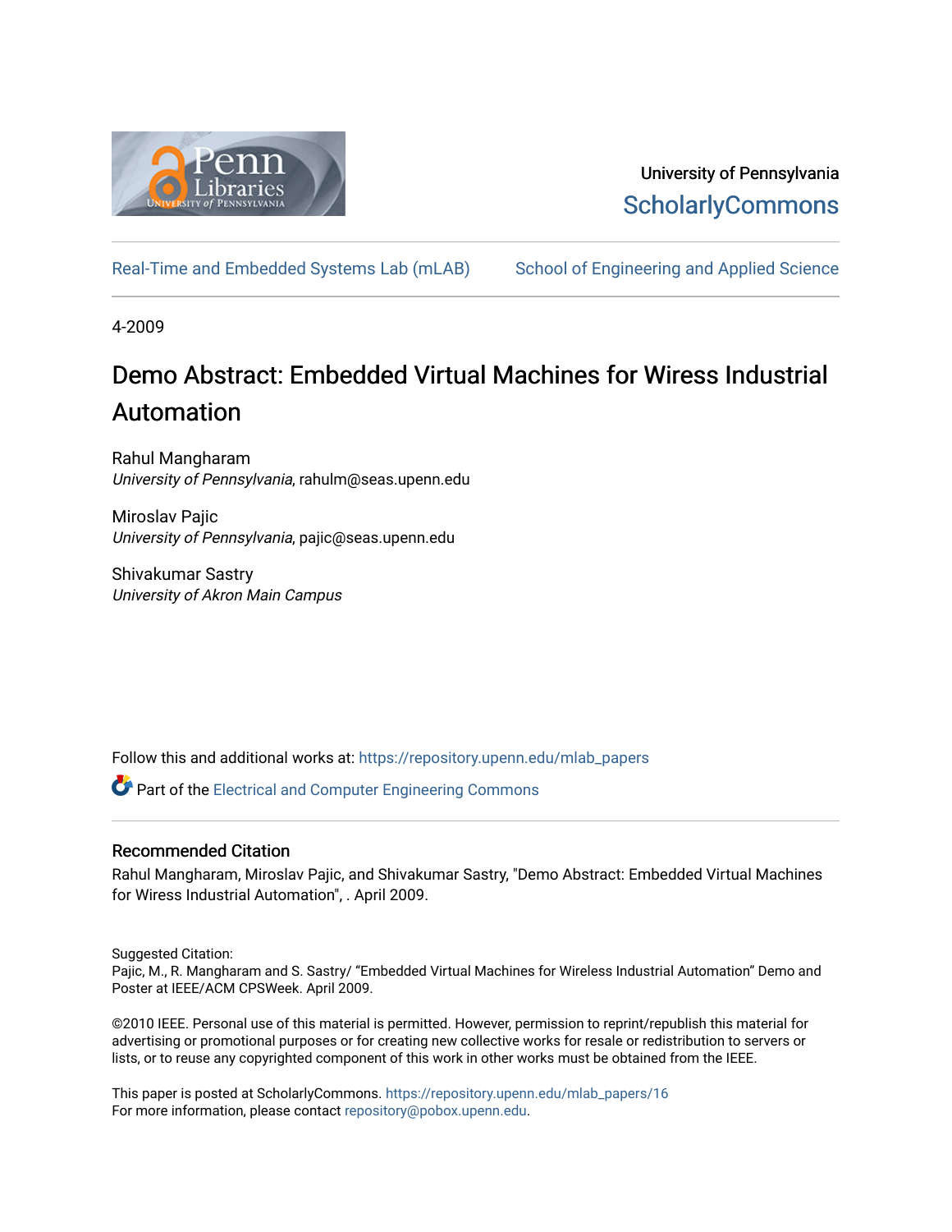University of Pennsylvania
ScholarlyCommons

Real-Time and Embedded Systems Lab (mLAB) | School of Engineering and Applied Science

4-2009

# Demo Abstract: Embedded Virtual Machines for Wiress Industrial Automation

Rahul Mangharam
*University of Pennsylvania*, rahulm@seas.upenn.edu

Miroslav Pajic
*University of Pennsylvania*, pajic@seas.upenn.edu

Shivakumar Sastry
*University of Akron Main Campus*

Follow this and additional works at: https://repository.upenn.edu/mlab_papers

Part of the Electrical and Computer Engineering Commons

## Recommended Citation

Rahul Mangharam, Miroslav Pajic, and Shivakumar Sastry, "Demo Abstract: Embedded Virtual Machines for Wiress Industrial Automation", . April 2009.

Suggested Citation:
Pajic, M., R. Mangharam and S. Sastry/ "Embedded Virtual Machines for Wireless Industrial Automation" Demo and Poster at IEEE/ACM CPSWeek. April 2009.

©2010 IEEE. Personal use of this material is permitted. However, permission to reprint/republish this material for advertising or promotional purposes or for creating new collective works for resale or redistribution to servers or lists, or to reuse any copyrighted component of this work in other works must be obtained from the IEEE.

This paper is posted at ScholarlyCommons. https://repository.upenn.edu/mlab_papers/16
For more information, please contact repository@pobox.upenn.edu.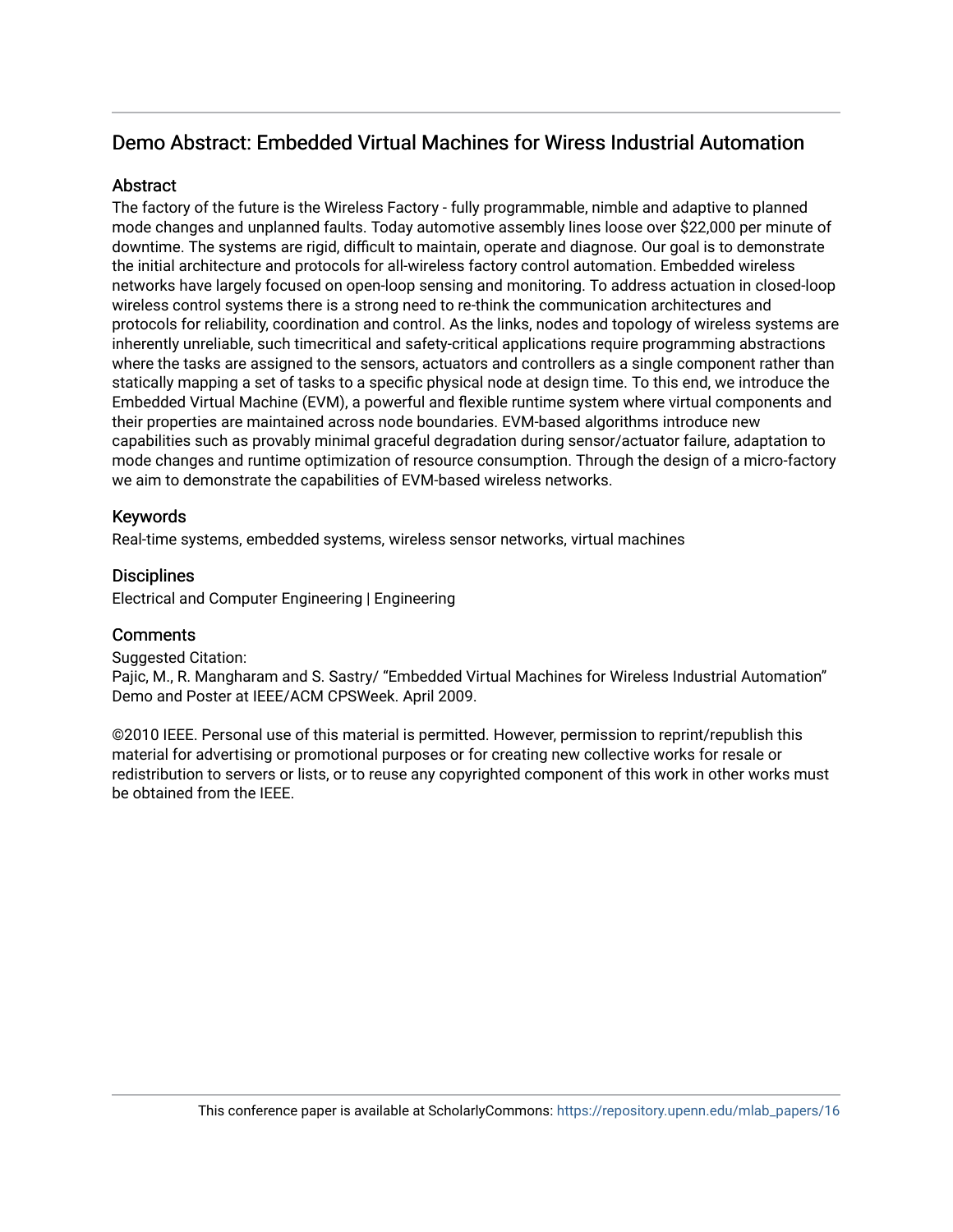# Demo Abstract: Embedded Virtual Machines for Wiress Industrial Automation

## Abstract

The factory of the future is the Wireless Factory - fully programmable, nimble and adaptive to planned mode changes and unplanned faults. Today automotive assembly lines loose over $22,000 per minute of downtime. The systems are rigid, difficult to maintain, operate and diagnose. Our goal is to demonstrate the initial architecture and protocols for all-wireless factory control automation. Embedded wireless networks have largely focused on open-loop sensing and monitoring. To address actuation in closed-loop wireless control systems there is a strong need to re-think the communication architectures and protocols for reliability, coordination and control. As the links, nodes and topology of wireless systems are inherently unreliable, such timecritical and safety-critical applications require programming abstractions where the tasks are assigned to the sensors, actuators and controllers as a single component rather than statically mapping a set of tasks to a specific physical node at design time. To this end, we introduce the Embedded Virtual Machine (EVM), a powerful and flexible runtime system where virtual components and their properties are maintained across node boundaries. EVM-based algorithms introduce new capabilities such as provably minimal graceful degradation during sensor/actuator failure, adaptation to mode changes and runtime optimization of resource consumption. Through the design of a micro-factory we aim to demonstrate the capabilities of EVM-based wireless networks.

## Keywords

Real-time systems, embedded systems, wireless sensor networks, virtual machines

## Disciplines

Electrical and Computer Engineering | Engineering

## Comments

Suggested Citation:
Pajic, M., R. Mangharam and S. Sastry/ “Embedded Virtual Machines for Wireless Industrial Automation” Demo and Poster at IEEE/ACM CPSWeek. April 2009.

©2010 IEEE. Personal use of this material is permitted. However, permission to reprint/republish this material for advertising or promotional purposes or for creating new collective works for resale or redistribution to servers or lists, or to reuse any copyrighted component of this work in other works must be obtained from the IEEE.

This conference paper is available at ScholarlyCommons: https://repository.upenn.edu/mlab_papers/16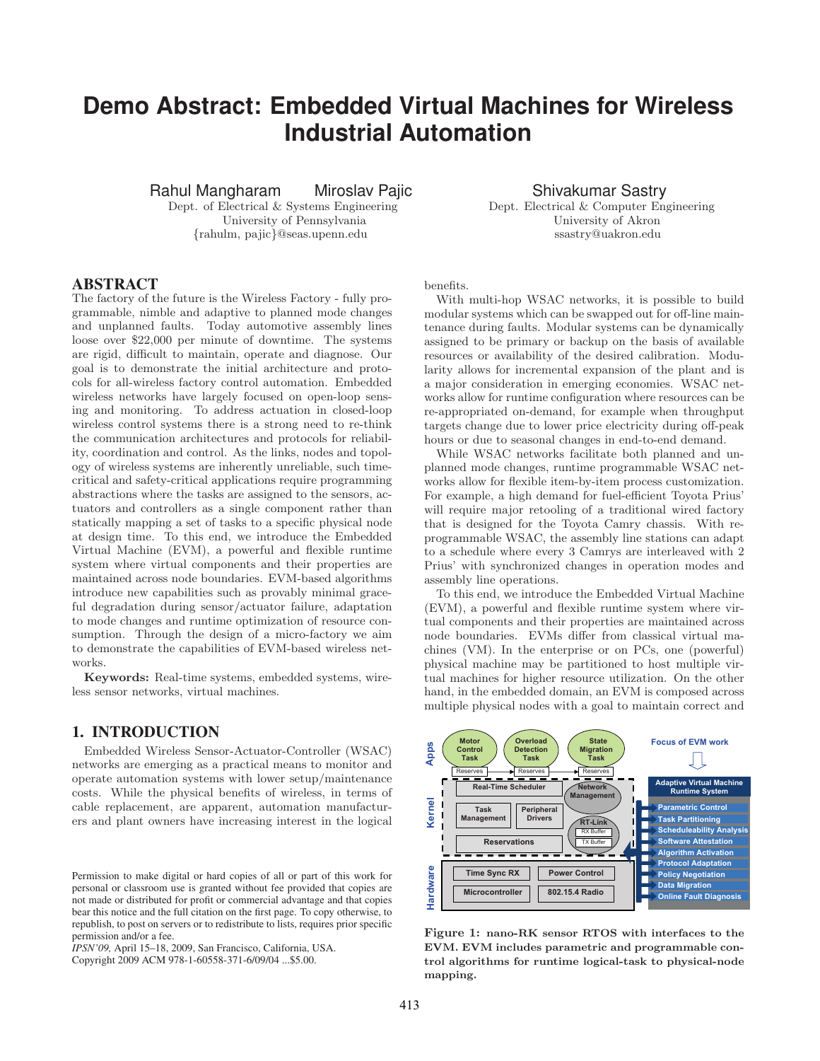# Demo Abstract: Embedded Virtual Machines for Wireless Industrial Automation

Rahul Mangharam    Miroslav Pajic
Dept. of Electrical & Systems Engineering
University of Pennsylvania
{rahulm, pajic}@seas.upenn.edu

Shivakumar Sastry
Dept. Electrical & Computer Engineering
University of Akron
ssastry@uakron.edu

## ABSTRACT

The factory of the future is the Wireless Factory - fully programmable, nimble and adaptive to planned mode changes and unplanned faults. Today automotive assembly lines loose over $22,000 per minute of downtime. The systems are rigid, difficult to maintain, operate and diagnose. Our goal is to demonstrate the initial architecture and protocols for all-wireless factory control automation. Embedded wireless networks have largely focused on open-loop sensing and monitoring. To address actuation in closed-loop wireless control systems there is a strong need to re-think the communication architectures and protocols for reliability, coordination and control. As the links, nodes and topology of wireless systems are inherently unreliable, such time-critical and safety-critical applications require programming abstractions where the tasks are assigned to the sensors, actuators and controllers as a single component rather than statically mapping a set of tasks to a specific physical node at design time. To this end, we introduce the Embedded Virtual Machine (EVM), a powerful and flexible runtime system where virtual components and their properties are maintained across node boundaries. EVM-based algorithms introduce new capabilities such as provably minimal graceful degradation during sensor/actuator failure, adaptation to mode changes and runtime optimization of resource consumption. Through the design of a micro-factory we aim to demonstrate the capabilities of EVM-based wireless networks.

**Keywords:** Real-time systems, embedded systems, wireless sensor networks, virtual machines.

## 1. INTRODUCTION

Embedded Wireless Sensor-Actuator-Controller (WSAC) networks are emerging as a practical means to monitor and operate automation systems with lower setup/maintenance costs. While the physical benefits of wireless, in terms of cable replacement, are apparent, automation manufacturers and plant owners have increasing interest in the logical benefits.

With multi-hop WSAC networks, it is possible to build modular systems which can be swapped out for off-line maintenance during faults. Modular systems can be dynamically assigned to be primary or backup on the basis of available resources or availability of the desired calibration. Modularity allows for incremental expansion of the plant and is a major consideration in emerging economies. WSAC networks allow for runtime configuration where resources can be re-appropriated on-demand, for example when throughput targets change due to lower price electricity during off-peak hours or due to seasonal changes in end-to-end demand.

While WSAC networks facilitate both planned and unplanned mode changes, runtime programmable WSAC networks allow for flexible item-by-item process customization. For example, a high demand for fuel-efficient Toyota Prius' will require major retooling of a traditional wired factory that is designed for the Toyota Camry chassis. With re-programmable WSAC, the assembly line stations can adapt to a schedule where every 3 Camrys are interleaved with 2 Prius' with synchronized changes in operation modes and assembly line operations.

To this end, we introduce the Embedded Virtual Machine (EVM), a powerful and flexible runtime system where virtual components and their properties are maintained across node boundaries. EVMs differ from classical virtual machines (VM). In the enterprise or on PCs, one (powerful) physical machine may be partitioned to host multiple virtual machines for higher resource utilization. On the other hand, in the embedded domain, an EVM is composed across multiple physical nodes with a goal to maintain correct and

Figure 1: nano-RK sensor RTOS with interfaces to the EVM. EVM includes parametric and programmable control algorithms for runtime logical-task to physical-node mapping.

Permission to make digital or hard copies of all or part of this work for personal or classroom use is granted without fee provided that copies are not made or distributed for profit or commercial advantage and that copies bear this notice and the full citation on the first page. To copy otherwise, to republish, to post on servers or to redistribute to lists, requires prior specific permission and/or a fee.
*IPSN'09,* April 15–18, 2009, San Francisco, California, USA.
Copyright 2009 ACM 978-1-60558-371-6/09/04 ...$5.00.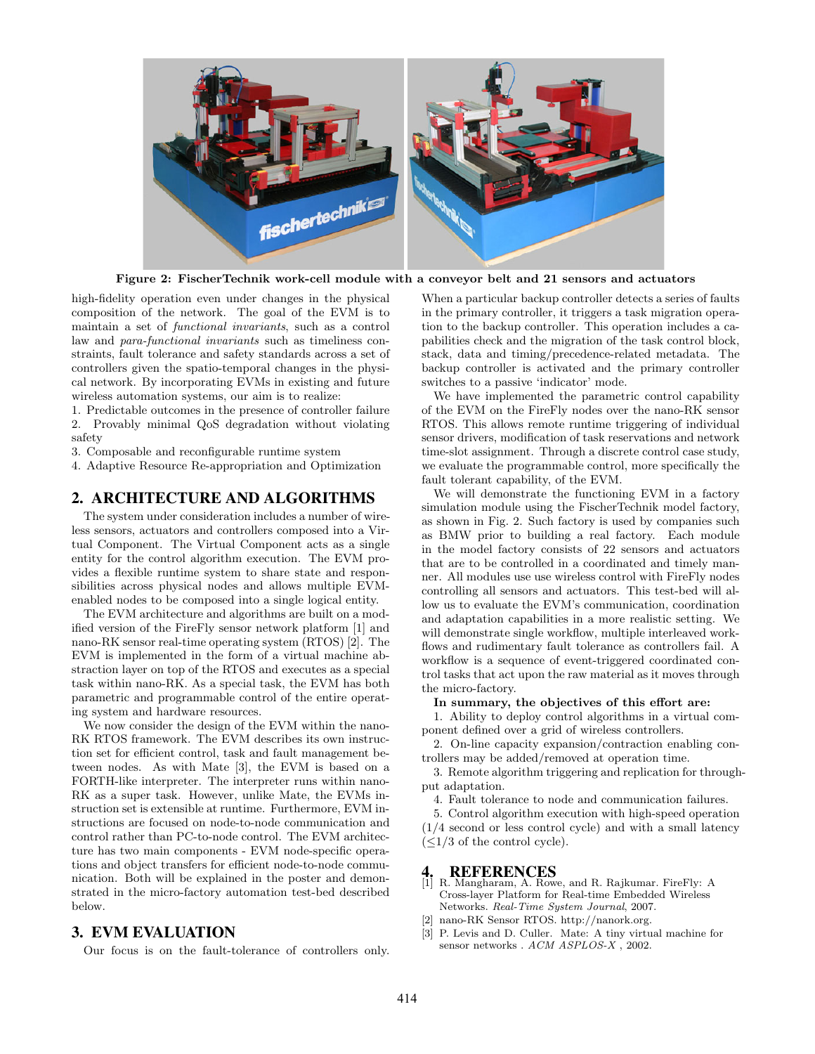Figure 2: FischerTechnik work-cell module with a conveyor belt and 21 sensors and actuators

high-fidelity operation even under changes in the physical composition of the network. The goal of the EVM is to maintain a set of *functional invariants*, such as a control law and *para-functional invariants* such as timeliness constraints, fault tolerance and safety standards across a set of controllers given the spatio-temporal changes in the physical network. By incorporating EVMs in existing and future wireless automation systems, our aim is to realize:

1. Predictable outcomes in the presence of controller failure
2. Provably minimal QoS degradation without violating safety
3. Composable and reconfigurable runtime system
4. Adaptive Resource Re-appropriation and Optimization

## 2. ARCHITECTURE AND ALGORITHMS

The system under consideration includes a number of wireless sensors, actuators and controllers composed into a Virtual Component. The Virtual Component acts as a single entity for the control algorithm execution. The EVM provides a flexible runtime system to share state and responsibilities across physical nodes and allows multiple EVM-enabled nodes to be composed into a single logical entity.

The EVM architecture and algorithms are built on a modified version of the FireFly sensor network platform [1] and nano-RK sensor real-time operating system (RTOS) [2]. The EVM is implemented in the form of a virtual machine abstraction layer on top of the RTOS and executes as a special task within nano-RK. As a special task, the EVM has both parametric and programmable control of the entire operating system and hardware resources.

We now consider the design of the EVM within the nano-RK RTOS framework. The EVM describes its own instruction set for efficient control, task and fault management between nodes. As with Mate [3], the EVM is based on a FORTH-like interpreter. The interpreter runs within nano-RK as a super task. However, unlike Mate, the EVMs instruction set is extensible at runtime. Furthermore, EVM instructions are focused on node-to-node communication and control rather than PC-to-node control. The EVM architecture has two main components - EVM node-specific operations and object transfers for efficient node-to-node communication. Both will be explained in the poster and demonstrated in the micro-factory automation test-bed described below.

## 3. EVM EVALUATION

Our focus is on the fault-tolerance of controllers only. When a particular backup controller detects a series of faults in the primary controller, it triggers a task migration operation to the backup controller. This operation includes a capabilities check and the migration of the task control block, stack, data and timing/precedence-related metadata. The backup controller is activated and the primary controller switches to a passive 'indicator' mode.

We have implemented the parametric control capability of the EVM on the FireFly nodes over the nano-RK sensor RTOS. This allows remote runtime triggering of individual sensor drivers, modification of task reservations and network time-slot assignment. Through a discrete control case study, we evaluate the programmable control, more specifically the fault tolerant capability, of the EVM.

We will demonstrate the functioning EVM in a factory simulation module using the FischerTechnik model factory, as shown in Fig. 2. Such factory is used by companies such as BMW prior to building a real factory. Each module in the model factory consists of 22 sensors and actuators that are to be controlled in a coordinated and timely manner. All modules use use wireless control with FireFly nodes controlling all sensors and actuators. This test-bed will allow us to evaluate the EVM's communication, coordination and adaptation capabilities in a more realistic setting. We will demonstrate single workflow, multiple interleaved workflows and rudimentary fault tolerance as controllers fail. A workflow is a sequence of event-triggered coordinated control tasks that act upon the raw material as it moves through the micro-factory.

**In summary, the objectives of this effort are:**

1. Ability to deploy control algorithms in a virtual component defined over a grid of wireless controllers.
2. On-line capacity expansion/contraction enabling controllers may be added/removed at operation time.
3. Remote algorithm triggering and replication for throughput adaptation.
4. Fault tolerance to node and communication failures.
5. Control algorithm execution with high-speed operation (1/4 second or less control cycle) and with a small latency ($\leq$1/3 of the control cycle).

## 4. REFERENCES

[1] R. Mangharam, A. Rowe, and R. Rajkumar. FireFly: A Cross-layer Platform for Real-time Embedded Wireless Networks. *Real-Time System Journal*, 2007.

[2] nano-RK Sensor RTOS. http://nanork.org.

[3] P. Levis and D. Culler. Mate: A tiny virtual machine for sensor networks . *ACM ASPLOS-X* , 2002.